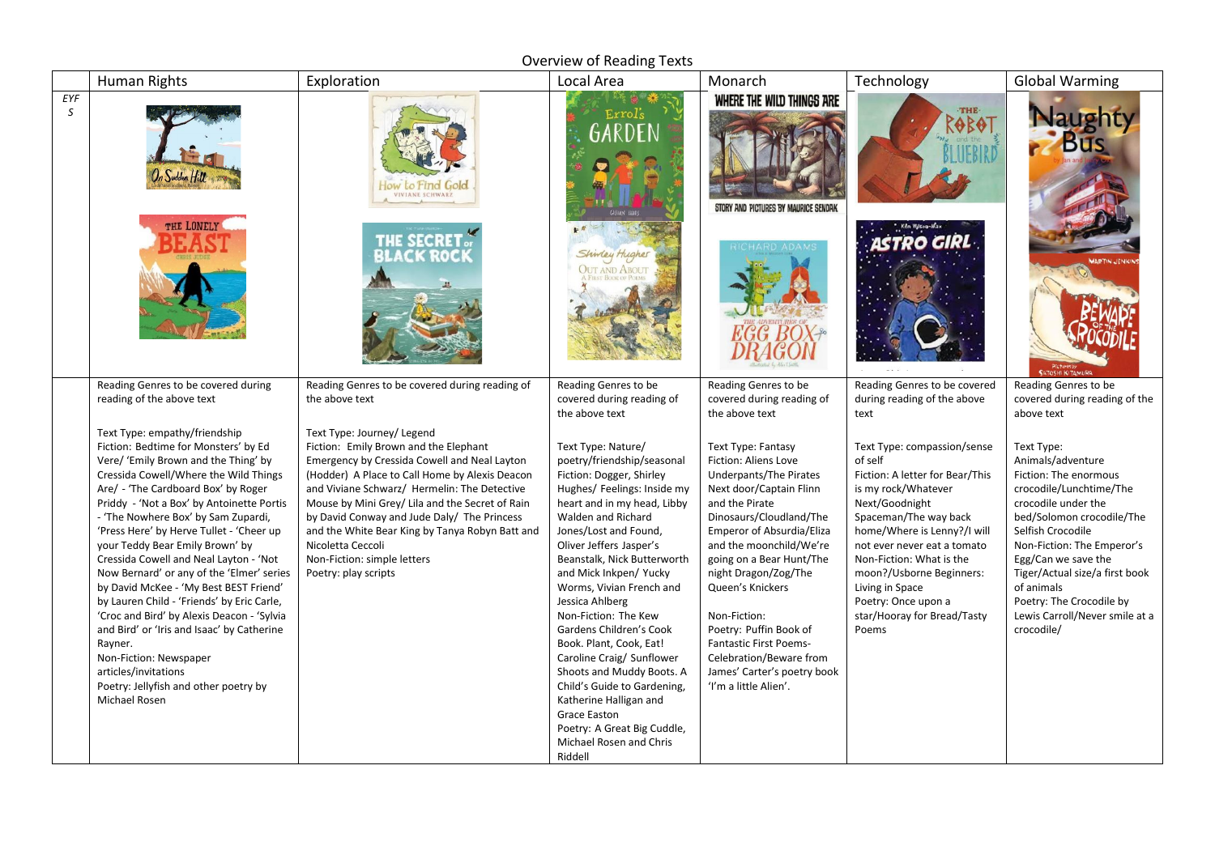# Overview of Reading Texts

| | Human Rights | Exploration | Local Area | Monarch | Technology | Global Warming |
|---|---|---|---|---|---|---|
| EYFS | | | | | | |
| | Reading Genres to be covered during reading of the above text<br><br>Text Type: empathy/friendship<br>Fiction: Bedtime for Monsters' by Ed Vere/ 'Emily Brown and the Thing' by Cressida Cowell/Where the Wild Things Are/ - 'The Cardboard Box' by Roger Priddy - 'Not a Box' by Antoinette Portis - 'The Nowhere Box' by Sam Zupardi, 'Press Here' by Herve Tullet - 'Cheer up your Teddy Bear Emily Brown' by Cressida Cowell and Neal Layton - 'Not Now Bernard' or any of the 'Elmer' series by David McKee - 'My Best BEST Friend' by Lauren Child - 'Friends' by Eric Carle, 'Croc and Bird' by Alexis Deacon - 'Sylvia and Bird' or 'Iris and Isaac' by Catherine Rayner.<br>Non-Fiction: Newspaper articles/invitations<br>Poetry: Jellyfish and other poetry by Michael Rosen | Reading Genres to be covered during reading of the above text<br><br>Text Type: Journey/ Legend<br>Fiction: Emily Brown and the Elephant Emergency by Cressida Cowell and Neal Layton (Hodder) A Place to Call Home by Alexis Deacon and Viviane Schwarz/ Hermelin: The Detective Mouse by Mini Grey/ Lila and the Secret of Rain by David Conway and Jude Daly/ The Princess and the White Bear King by Tanya Robyn Batt and Nicoletta Ceccoli<br>Non-Fiction: simple letters<br>Poetry: play scripts | Reading Genres to be covered during reading of the above text<br><br>Text Type: Nature/ poetry/friendship/seasonal<br>Fiction: Dogger, Shirley Hughes/ Feelings: Inside my heart and in my head, Libby Walden and Richard Jones/Lost and Found, Oliver Jeffers Jasper's Beanstalk, Nick Butterworth and Mick Inkpen/ Yucky Worms, Vivian French and Jessica Ahlberg<br>Non-Fiction: The Kew Gardens Children's Cook Book. Plant, Cook, Eat! Caroline Craig/ Sunflower Shoots and Muddy Boots. A Child's Guide to Gardening, Katherine Halligan and Grace Easton<br>Poetry: A Great Big Cuddle, Michael Rosen and Chris Riddell | Reading Genres to be covered during reading of the above text<br><br>Text Type: Fantasy<br>Fiction: Aliens Love Underpants/The Pirates Next door/Captain Flinn and the Pirate Dinosaurs/Cloudland/The Emperor of Absurdia/Eliza and the moonchild/We're going on a Bear Hunt/The night Dragon/Zog/The Queen's Knickers<br><br>Non-Fiction:<br>Poetry: Puffin Book of Fantastic First Poems-Celebration/Beware from James' Carter's poetry book 'I'm a little Alien'. | Reading Genres to be covered during reading of the above text<br><br>Text Type: compassion/sense of self<br>Fiction: A letter for Bear/This is my rock/Whatever Next/Goodnight Spaceman/The way back home/Where is Lenny?/I will not ever never eat a tomato<br>Non-Fiction: What is the moon?/Usborne Beginners: Living in Space<br>Poetry: Once upon a star/Hooray for Bread/Tasty Poems | Reading Genres to be covered during reading of the above text<br><br>Text Type: Animals/adventure<br>Fiction: The enormous crocodile/Lunchtime/The crocodile under the bed/Solomon crocodile/The Selfish Crocodile<br>Non-Fiction: The Emperor's Egg/Can we save the Tiger/Actual size/a first book of animals<br>Poetry: The Crocodile by Lewis Carroll/Never smile at a crocodile/ |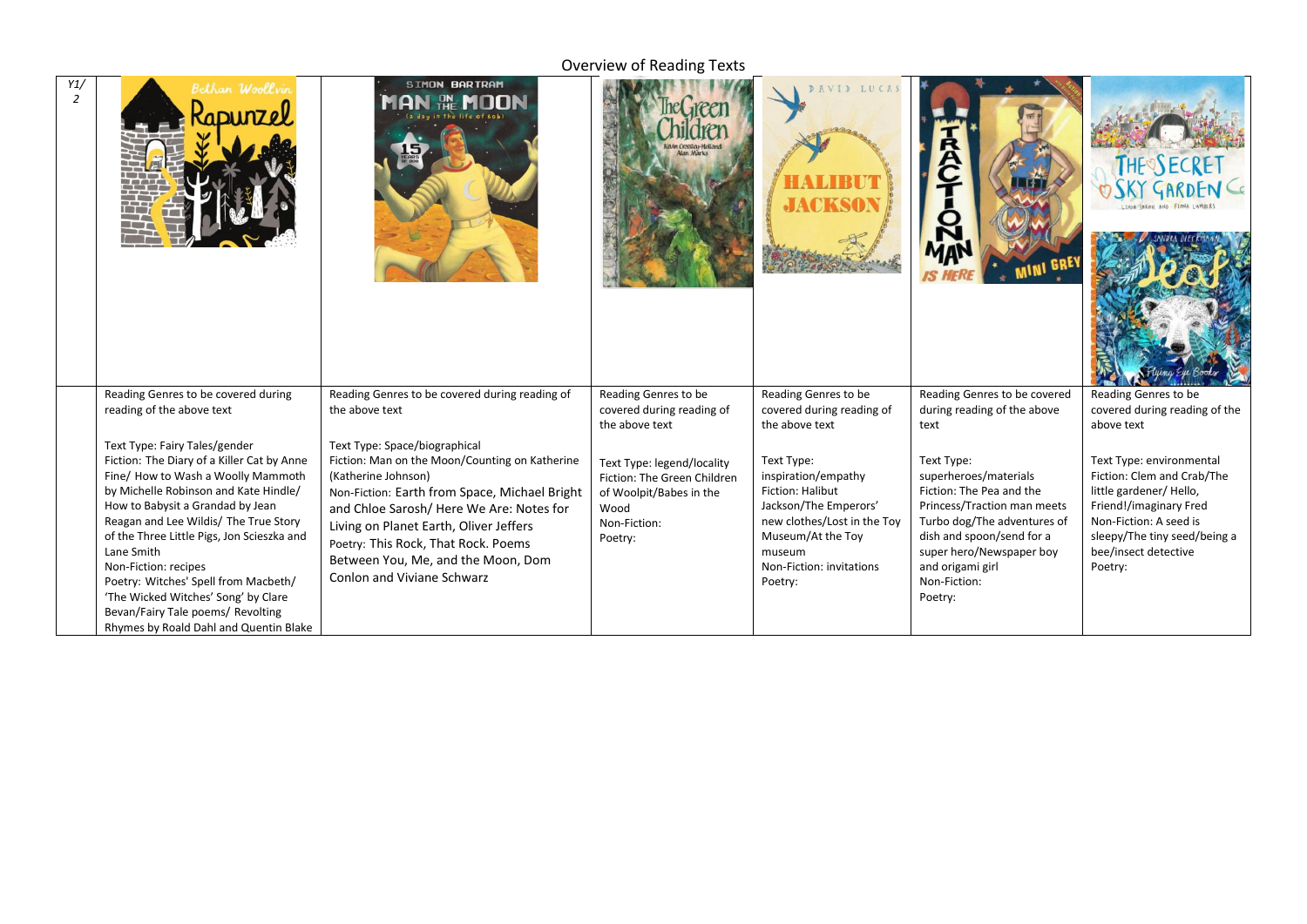# Overview of Reading Texts

| Y1/2 | Rapunzel (Bethan Woollvin) | Man on the Moon (Simon Bartram) | The Green Children (Kevin Crossley-Holland, Alan Marks) | Halibut Jackson (David Lucas) | Traction Man is Here (Mini Grey) | The Secret Sky Garden (Linda Sarah and Fiona Lumbers) / Leaf (Sandra Dieckmann) |
|---|---|---|---|---|---|---|
| | Reading Genres to be covered during reading of the above text<br><br>Text Type: Fairy Tales/gender<br>Fiction: The Diary of a Killer Cat by Anne Fine/ How to Wash a Woolly Mammoth by Michelle Robinson and Kate Hindle/ How to Babysit a Grandad by Jean Reagan and Lee Wildis/ The True Story of the Three Little Pigs, Jon Scieszka and Lane Smith<br>Non-Fiction: recipes<br>Poetry: Witches' Spell from Macbeth/ 'The Wicked Witches' Song' by Clare Bevan/Fairy Tale poems/ Revolting Rhymes by Roald Dahl and Quentin Blake | Reading Genres to be covered during reading of the above text<br><br>Text Type: Space/biographical<br>Fiction: Man on the Moon/Counting on Katherine (Katherine Johnson)<br>Non-Fiction: Earth from Space, Michael Bright and Chloe Sarosh/ Here We Are: Notes for Living on Planet Earth, Oliver Jeffers<br>Poetry: This Rock, That Rock. Poems Between You, Me, and the Moon, Dom Conlon and Viviane Schwarz | Reading Genres to be covered during reading of the above text<br><br>Text Type: legend/locality<br>Fiction: The Green Children of Woolpit/Babes in the Wood<br>Non-Fiction:<br>Poetry: | Reading Genres to be covered during reading of the above text<br><br>Text Type: inspiration/empathy<br>Fiction: Halibut Jackson/The Emperors' new clothes/Lost in the Toy Museum/At the Toy museum<br>Non-Fiction: invitations<br>Poetry: | Reading Genres to be covered during reading of the above text<br><br>Text Type: superheroes/materials<br>Fiction: The Pea and the Princess/Traction man meets Turbo dog/The adventures of dish and spoon/send for a super hero/Newspaper boy and origami girl<br>Non-Fiction:<br>Poetry: | Reading Genres to be covered during reading of the above text<br><br>Text Type: environmental<br>Fiction: Clem and Crab/The little gardener/ Hello, Friend!/imaginary Fred<br>Non-Fiction: A seed is sleepy/The tiny seed/being a bee/insect detective<br>Poetry: |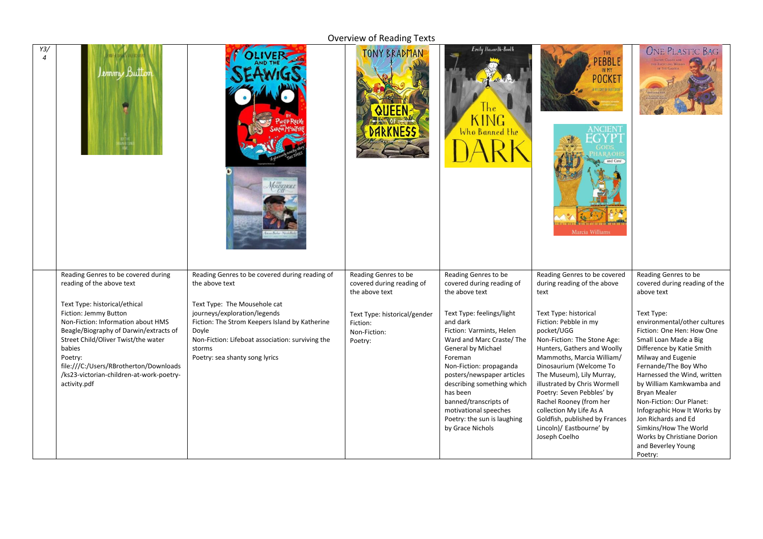## Overview of Reading Texts

| Y3/4 | | | | | | |
|---|---|---|---|---|---|---|
| | Reading Genres to be covered during reading of the above text<br><br>Text Type: historical/ethical<br>Fiction: Jemmy Button<br>Non-Fiction: Information about HMS Beagle/Biography of Darwin/extracts of Street Child/Oliver Twist/the water babies<br>Poetry: file:///C:/Users/RBrotherton/Downloads/ks23-victorian-children-at-work-poetry-activity.pdf | Reading Genres to be covered during reading of the above text<br><br>Text Type: The Mousehole cat journeys/exploration/legends<br>Fiction: The Strom Keepers Island by Katherine Doyle<br>Non-Fiction: Lifeboat association: surviving the storms<br>Poetry: sea shanty song lyrics | Reading Genres to be covered during reading of the above text<br><br>Text Type: historical/gender<br>Fiction:<br>Non-Fiction:<br>Poetry: | Reading Genres to be covered during reading of the above text<br><br>Text Type: feelings/light and dark<br>Fiction: Varmints, Helen Ward and Marc Craste/ The General by Michael Foreman<br>Non-Fiction: propaganda posters/newspaper articles describing something which has been banned/transcripts of motivational speeches<br>Poetry: the sun is laughing by Grace Nichols | Reading Genres to be covered during reading of the above text<br><br>Text Type: historical<br>Fiction: Pebble in my pocket/UGG<br>Non-Fiction: The Stone Age: Hunters, Gathers and Woolly Mammoths, Marcia William/ Dinosaurium (Welcome To The Museum), Lily Murray, illustrated by Chris Wormell<br>Poetry: Seven Pebbles' by Rachel Rooney (from her collection My Life As A Goldfish, published by Frances Lincoln)/ Eastbourne' by Joseph Coelho | Reading Genres to be covered during reading of the above text<br><br>Text Type: environmental/other cultures<br>Fiction: One Hen: How One Small Loan Made a Big Difference by Katie Smith Milway and Eugenie Fernande/The Boy Who Harnessed the Wind, written by William Kamkwamba and Bryan Mealer<br>Non-Fiction: Our Planet: Infographic How It Works by Jon Richards and Ed Simkins/How The World Works by Christiane Dorion and Beverley Young<br>Poetry: |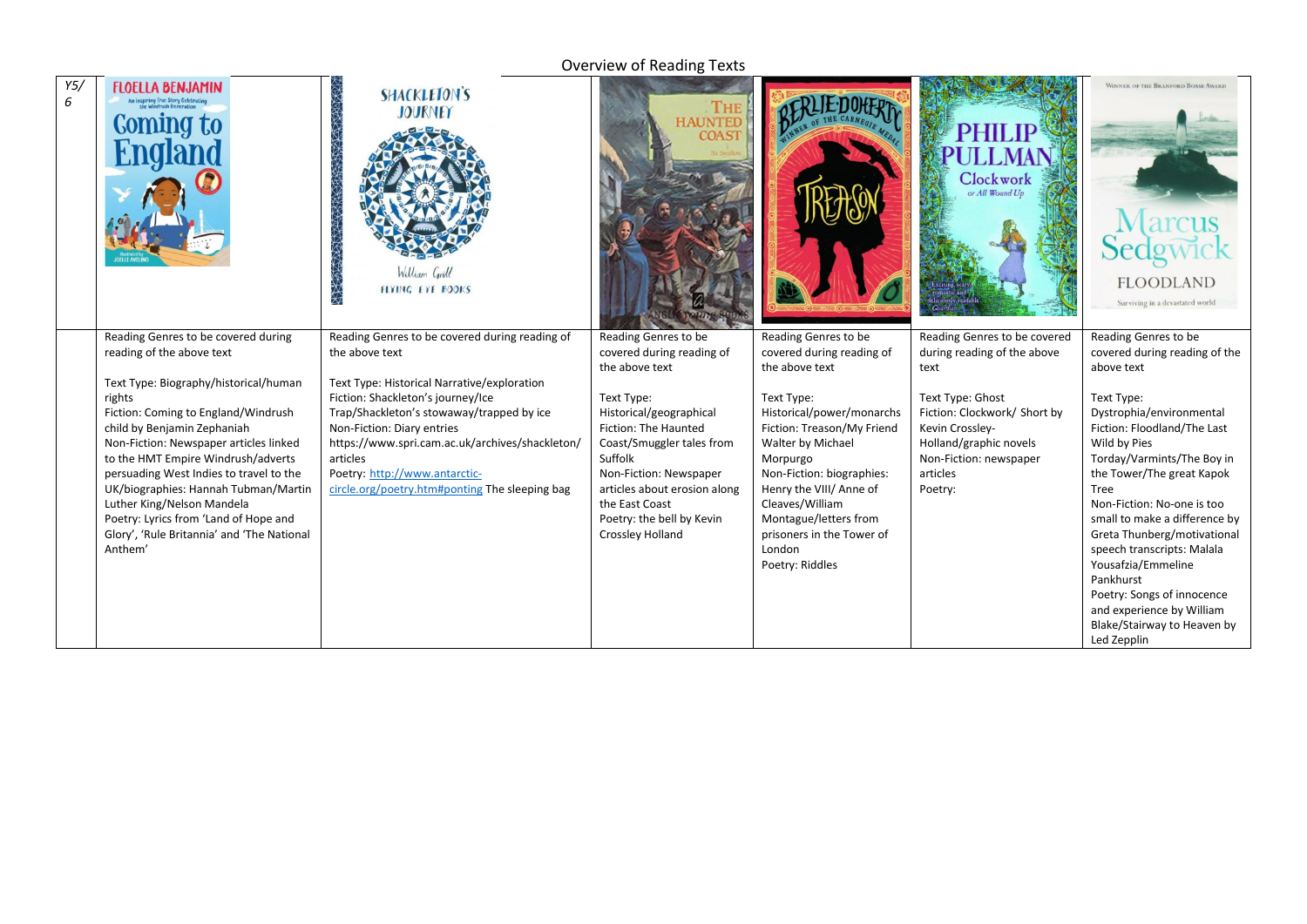# Overview of Reading Texts

| Y5/6 | FLOELLA BENJAMIN – Coming to England | SHACKLETON'S JOURNEY – William Grill – FLYING EYE BOOKS | THE HAUNTED COAST | BERLIE DOHERTY – TREASON | PHILIP PULLMAN – Clockwork or All Wound Up | Marcus Sedgwick – FLOODLAND |
|---|---|---|---|---|---|---|
| | Reading Genres to be covered during reading of the above text<br><br>Text Type: Biography/historical/human rights<br>Fiction: Coming to England/Windrush child by Benjamin Zephaniah<br>Non-Fiction: Newspaper articles linked to the HMT Empire Windrush/adverts persuading West Indies to travel to the UK/biographies: Hannah Tubman/Martin Luther King/Nelson Mandela<br>Poetry: Lyrics from 'Land of Hope and Glory', 'Rule Britannia' and 'The National Anthem' | Reading Genres to be covered during reading of the above text<br><br>Text Type: Historical Narrative/exploration<br>Fiction: Shackleton's journey/Ice Trap/Shackleton's stowaway/trapped by ice<br>Non-Fiction: Diary entries https://www.spri.cam.ac.uk/archives/shackleton/ articles<br>Poetry: http://www.antarctic-circle.org/poetry.htm#ponting The sleeping bag | Reading Genres to be covered during reading of the above text<br><br>Text Type: Historical/geographical<br>Fiction: The Haunted Coast/Smuggler tales from Suffolk<br>Non-Fiction: Newspaper articles about erosion along the East Coast<br>Poetry: the bell by Kevin Crossley Holland | Reading Genres to be covered during reading of the above text<br><br>Text Type: Historical/power/monarchs<br>Fiction: Treason/My Friend Walter by Michael Morpurgo<br>Non-Fiction: biographies: Henry the VIII/ Anne of Cleaves/William Montague/letters from prisoners in the Tower of London<br>Poetry: Riddles | Reading Genres to be covered during reading of the above text<br><br>Text Type: Ghost<br>Fiction: Clockwork/ Short by Kevin Crossley-Holland/graphic novels<br>Non-Fiction: newspaper articles<br>Poetry: | Reading Genres to be covered during reading of the above text<br><br>Text Type: Dystrophia/environmental<br>Fiction: Floodland/The Last Wild by Pies Torday/Varmints/The Boy in the Tower/The great Kapok Tree<br>Non-Fiction: No-one is too small to make a difference by Greta Thunberg/motivational speech transcripts: Malala Yousafzia/Emmeline Pankhurst<br>Poetry: Songs of innocence and experience by William Blake/Stairway to Heaven by Led Zepplin |